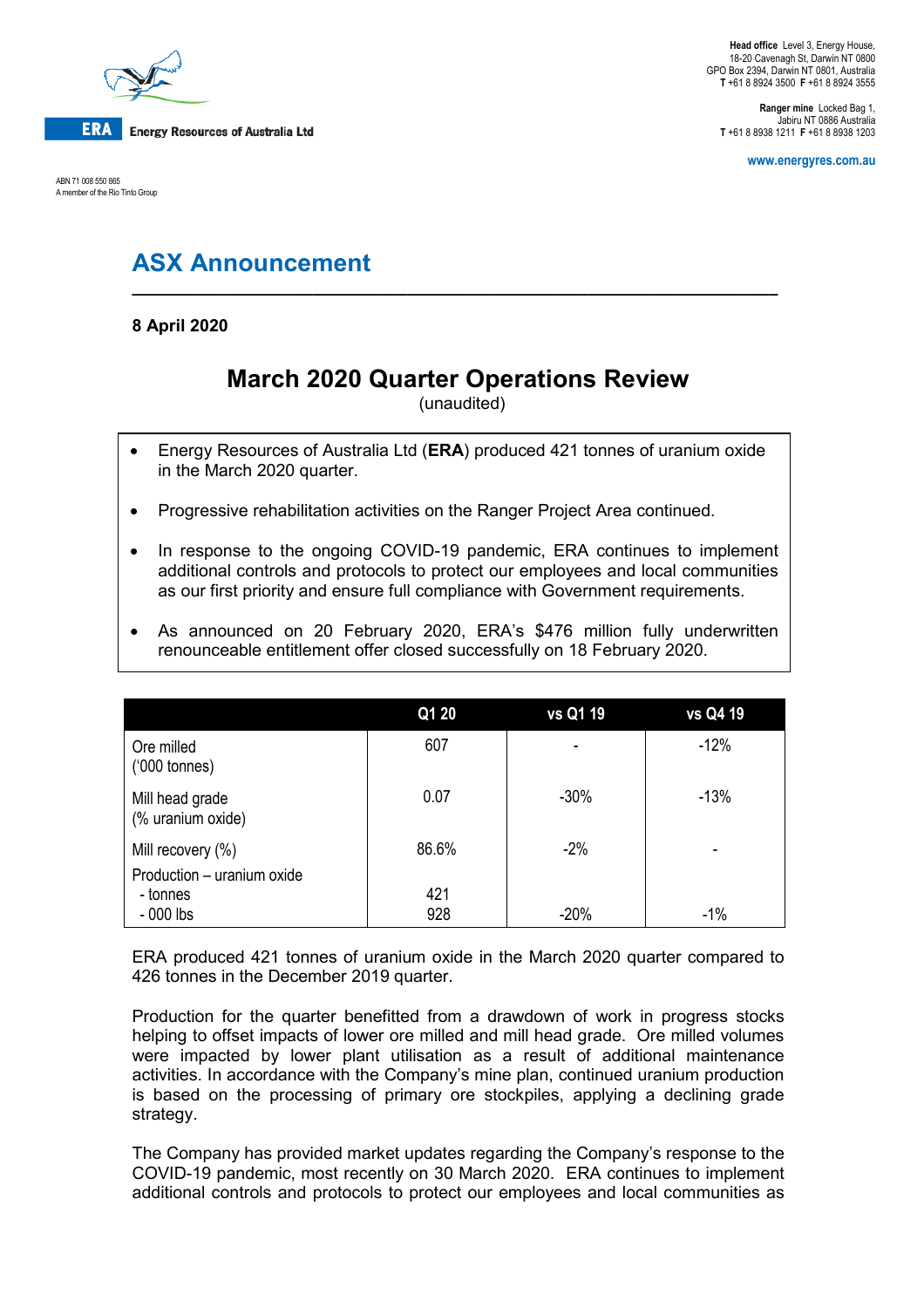Head office Level 3, Energy House, 18-20 Cavenagh St, Darwin NT 0800
GPO Box 2394, Darwin NT 0801, Australia
T +61 8 8924 3500 F +61 8 8924 3555

Ranger mine Locked Bag 1, Jabiru NT 0886 Australia
T +61 8 8938 1211 F +61 8 8938 1203

www.energyres.com.au

ERA Energy Resources of Australia Ltd

ABN 71 008 550 865
A member of the Rio Tinto Group

# ASX Announcement

**8 April 2020**

## March 2020 Quarter Operations Review

(unaudited)

- Energy Resources of Australia Ltd (**ERA**) produced 421 tonnes of uranium oxide in the March 2020 quarter.
- Progressive rehabilitation activities on the Ranger Project Area continued.
- In response to the ongoing COVID-19 pandemic, ERA continues to implement additional controls and protocols to protect our employees and local communities as our first priority and ensure full compliance with Government requirements.
- As announced on 20 February 2020, ERA's $476 million fully underwritten renounceable entitlement offer closed successfully on 18 February 2020.

| | Q1 20 | vs Q1 19 | vs Q4 19 |
|---|---|---|---|
| Ore milled ('000 tonnes) | 607 | - | -12% |
| Mill head grade (% uranium oxide) | 0.07 | -30% | -13% |
| Mill recovery (%) | 86.6% | -2% | - |
| Production – uranium oxide | | | |
| - tonnes | 421 | | |
| - 000 lbs | 928 | -20% | -1% |

ERA produced 421 tonnes of uranium oxide in the March 2020 quarter compared to 426 tonnes in the December 2019 quarter.

Production for the quarter benefitted from a drawdown of work in progress stocks helping to offset impacts of lower ore milled and mill head grade. Ore milled volumes were impacted by lower plant utilisation as a result of additional maintenance activities. In accordance with the Company's mine plan, continued uranium production is based on the processing of primary ore stockpiles, applying a declining grade strategy.

The Company has provided market updates regarding the Company's response to the COVID-19 pandemic, most recently on 30 March 2020. ERA continues to implement additional controls and protocols to protect our employees and local communities as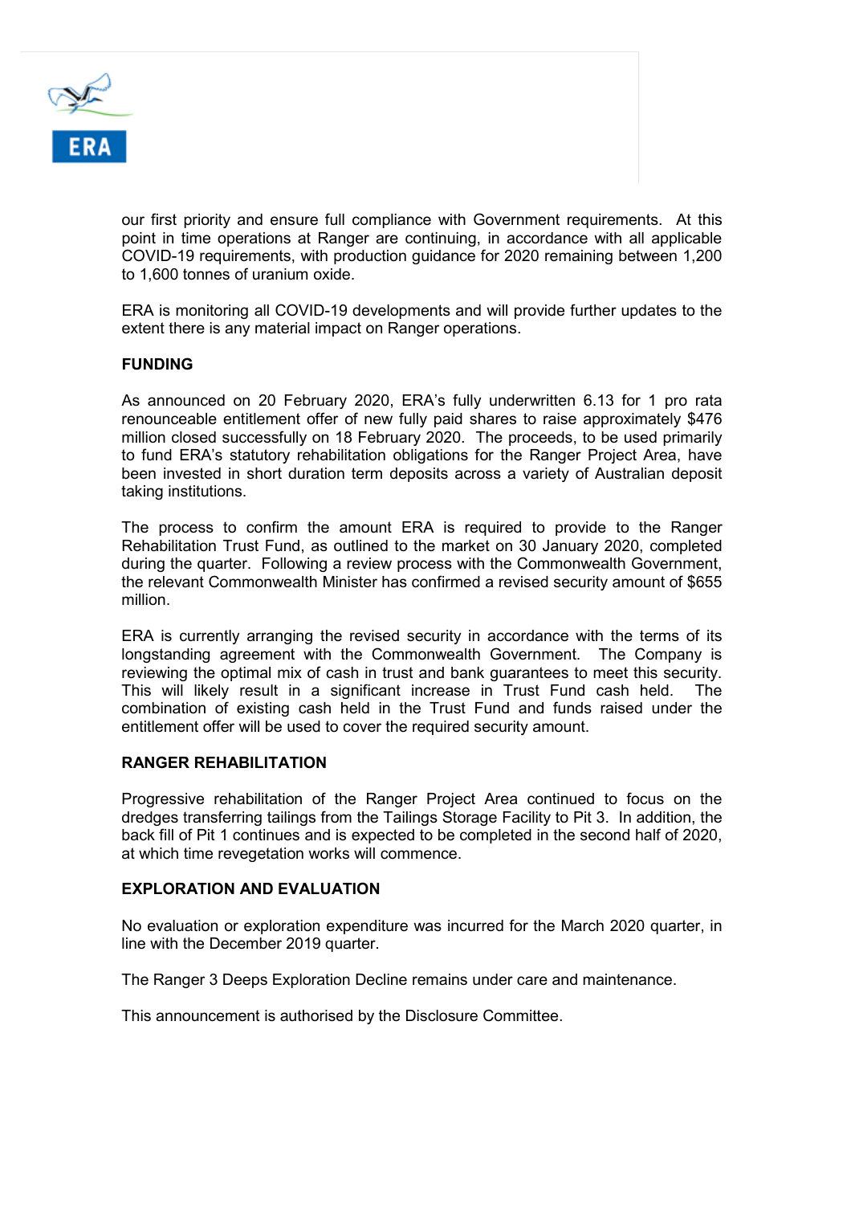our first priority and ensure full compliance with Government requirements. At this point in time operations at Ranger are continuing, in accordance with all applicable COVID-19 requirements, with production guidance for 2020 remaining between 1,200 to 1,600 tonnes of uranium oxide.

ERA is monitoring all COVID-19 developments and will provide further updates to the extent there is any material impact on Ranger operations.

**FUNDING**

As announced on 20 February 2020, ERA's fully underwritten 6.13 for 1 pro rata renounceable entitlement offer of new fully paid shares to raise approximately $476 million closed successfully on 18 February 2020. The proceeds, to be used primarily to fund ERA's statutory rehabilitation obligations for the Ranger Project Area, have been invested in short duration term deposits across a variety of Australian deposit taking institutions.

The process to confirm the amount ERA is required to provide to the Ranger Rehabilitation Trust Fund, as outlined to the market on 30 January 2020, completed during the quarter. Following a review process with the Commonwealth Government, the relevant Commonwealth Minister has confirmed a revised security amount of $655 million.

ERA is currently arranging the revised security in accordance with the terms of its longstanding agreement with the Commonwealth Government. The Company is reviewing the optimal mix of cash in trust and bank guarantees to meet this security. This will likely result in a significant increase in Trust Fund cash held. The combination of existing cash held in the Trust Fund and funds raised under the entitlement offer will be used to cover the required security amount.

**RANGER REHABILITATION**

Progressive rehabilitation of the Ranger Project Area continued to focus on the dredges transferring tailings from the Tailings Storage Facility to Pit 3. In addition, the back fill of Pit 1 continues and is expected to be completed in the second half of 2020, at which time revegetation works will commence.

**EXPLORATION AND EVALUATION**

No evaluation or exploration expenditure was incurred for the March 2020 quarter, in line with the December 2019 quarter.

The Ranger 3 Deeps Exploration Decline remains under care and maintenance.

This announcement is authorised by the Disclosure Committee.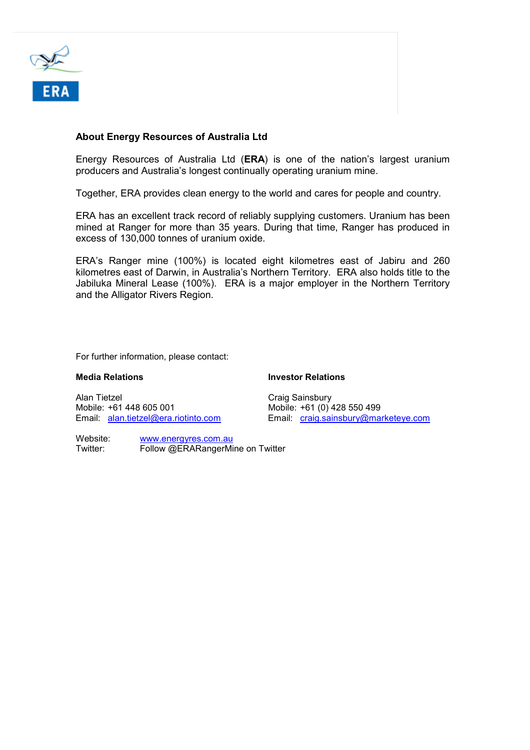## About Energy Resources of Australia Ltd

Energy Resources of Australia Ltd (**ERA**) is one of the nation's largest uranium producers and Australia's longest continually operating uranium mine.

Together, ERA provides clean energy to the world and cares for people and country.

ERA has an excellent track record of reliably supplying customers. Uranium has been mined at Ranger for more than 35 years. During that time, Ranger has produced in excess of 130,000 tonnes of uranium oxide.

ERA's Ranger mine (100%) is located eight kilometres east of Jabiru and 260 kilometres east of Darwin, in Australia's Northern Territory. ERA also holds title to the Jabiluka Mineral Lease (100%). ERA is a major employer in the Northern Territory and the Alligator Rivers Region.

For further information, please contact:

**Media Relations**

Alan Tietzel
Mobile: +61 448 605 001
Email: alan.tietzel@era.riotinto.com

**Investor Relations**

Craig Sainsbury
Mobile: +61 (0) 428 550 499
Email: craig.sainsbury@marketeye.com

Website: www.energyres.com.au
Twitter: Follow @ERARangerMine on Twitter